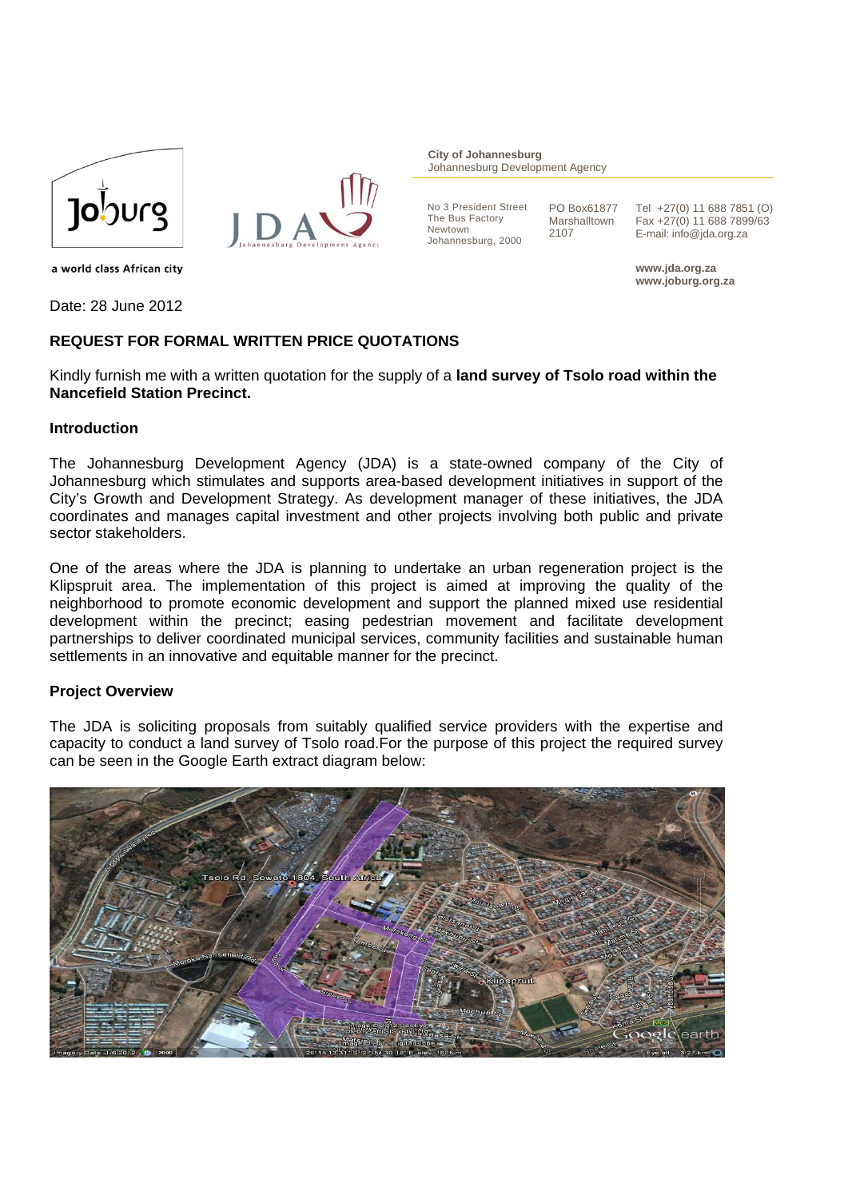City of Johannesburg
Johannesburg Development Agency

No 3 President Street
The Bus Factory
Newtown
Johannesburg, 2000

PO Box61877
Marshalltown
2107

Tel +27(0) 11 688 7851 (O)
Fax +27(0) 11 688 7899/63
E-mail: info@jda.org.za

www.jda.org.za
www.joburg.org.za

a world class African city

Date: 28 June 2012

**REQUEST FOR FORMAL WRITTEN PRICE QUOTATIONS**

Kindly furnish me with a written quotation for the supply of a **land survey of Tsolo road within the Nancefield Station Precinct.**

**Introduction**

The Johannesburg Development Agency (JDA) is a state-owned company of the City of Johannesburg which stimulates and supports area-based development initiatives in support of the City's Growth and Development Strategy. As development manager of these initiatives, the JDA coordinates and manages capital investment and other projects involving both public and private sector stakeholders.

One of the areas where the JDA is planning to undertake an urban regeneration project is the Klipspruit area. The implementation of this project is aimed at improving the quality of the neighborhood to promote economic development and support the planned mixed use residential development within the precinct; easing pedestrian movement and facilitate development partnerships to deliver coordinated municipal services, community facilities and sustainable human settlements in an innovative and equitable manner for the precinct.

**Project Overview**

The JDA is soliciting proposals from suitably qualified service providers with the expertise and capacity to conduct a land survey of Tsolo road.For the purpose of this project the required survey can be seen in the Google Earth extract diagram below: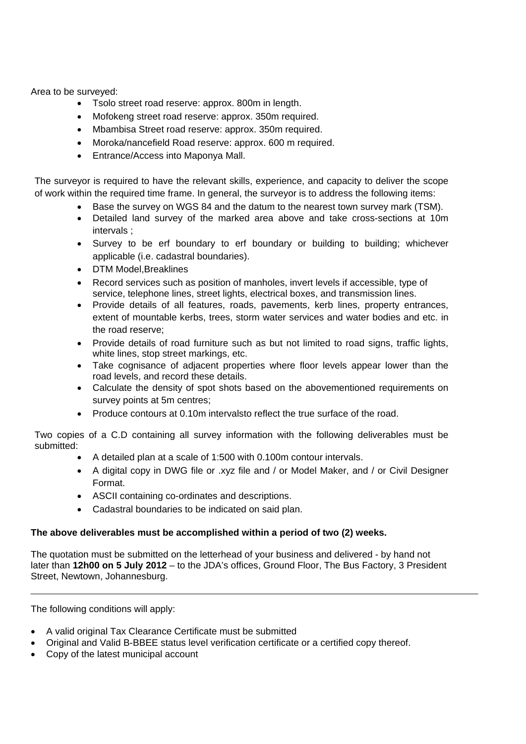Area to be surveyed:

- Tsolo street road reserve: approx. 800m in length.
- Mofokeng street road reserve: approx. 350m required.
- Mbambisa Street road reserve: approx. 350m required.
- Moroka/nancefield Road reserve: approx. 600 m required.
- Entrance/Access into Maponya Mall.

The surveyor is required to have the relevant skills, experience, and capacity to deliver the scope of work within the required time frame. In general, the surveyor is to address the following items:

- Base the survey on WGS 84 and the datum to the nearest town survey mark (TSM).
- Detailed land survey of the marked area above and take cross-sections at 10m intervals ;
- Survey to be erf boundary to erf boundary or building to building; whichever applicable (i.e. cadastral boundaries).
- DTM Model,Breaklines
- Record services such as position of manholes, invert levels if accessible, type of service, telephone lines, street lights, electrical boxes, and transmission lines.
- Provide details of all features, roads, pavements, kerb lines, property entrances, extent of mountable kerbs, trees, storm water services and water bodies and etc. in the road reserve;
- Provide details of road furniture such as but not limited to road signs, traffic lights, white lines, stop street markings, etc.
- Take cognisance of adjacent properties where floor levels appear lower than the road levels, and record these details.
- Calculate the density of spot shots based on the abovementioned requirements on survey points at 5m centres;
- Produce contours at 0.10m intervalsto reflect the true surface of the road.

Two copies of a C.D containing all survey information with the following deliverables must be submitted:

- A detailed plan at a scale of 1:500 with 0.100m contour intervals.
- A digital copy in DWG file or .xyz file and / or Model Maker, and / or Civil Designer Format.
- ASCII containing co-ordinates and descriptions.
- Cadastral boundaries to be indicated on said plan.

**The above deliverables must be accomplished within a period of two (2) weeks.**

The quotation must be submitted on the letterhead of your business and delivered - by hand not later than **12h00 on 5 July 2012** – to the JDA's offices, Ground Floor, The Bus Factory, 3 President Street, Newtown, Johannesburg.

---

The following conditions will apply:

- A valid original Tax Clearance Certificate must be submitted
- Original and Valid B-BBEE status level verification certificate or a certified copy thereof.
- Copy of the latest municipal account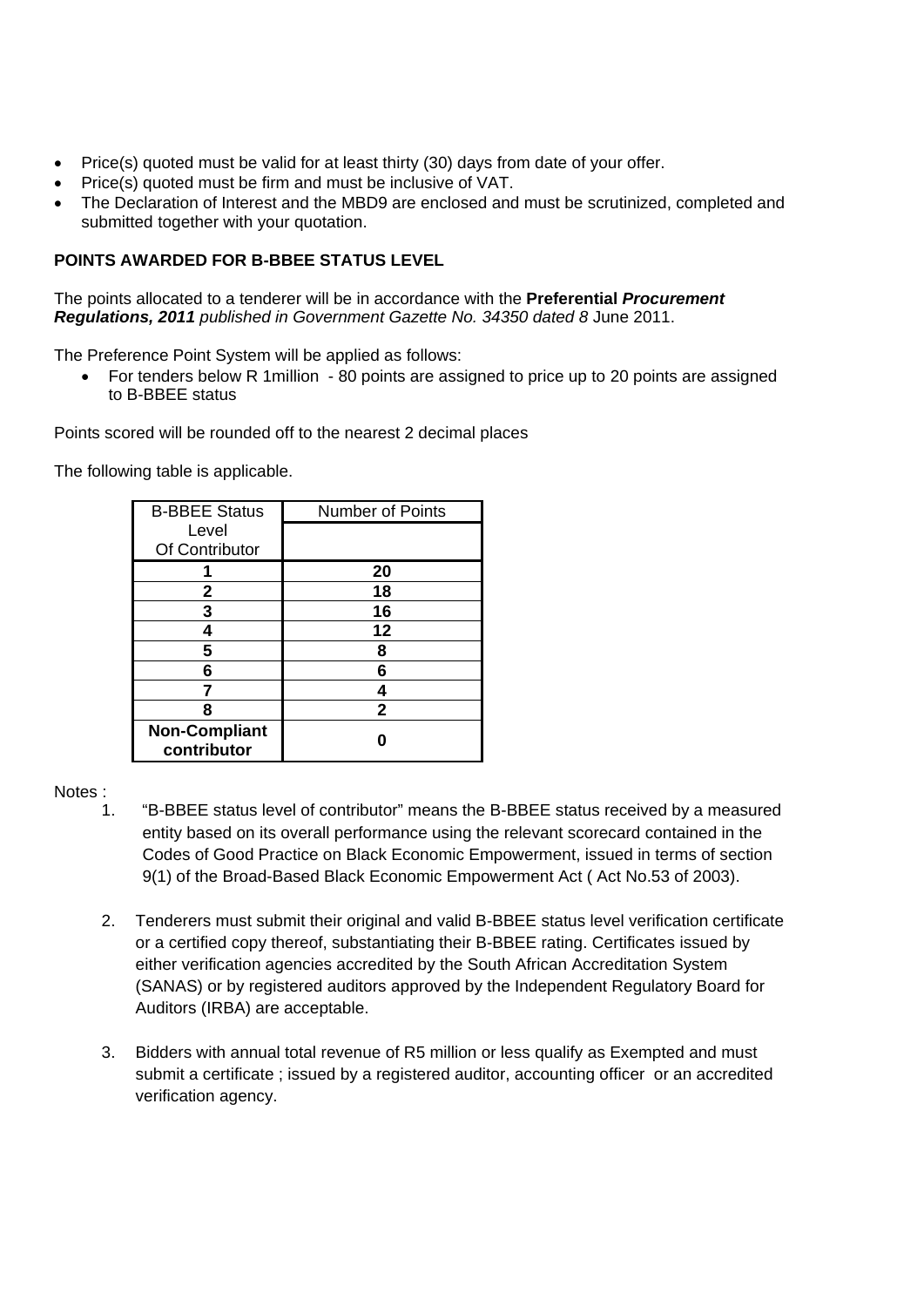- Price(s) quoted must be valid for at least thirty (30) days from date of your offer.
- Price(s) quoted must be firm and must be inclusive of VAT.
- The Declaration of Interest and the MBD9 are enclosed and must be scrutinized, completed and submitted together with your quotation.

**POINTS AWARDED FOR B-BBEE STATUS LEVEL**

The points allocated to a tenderer will be in accordance with the **Preferential *Procurement Regulations, 2011*** *published in Government Gazette No. 34350 dated 8* June 2011.

The Preference Point System will be applied as follows:

- For tenders below R 1million - 80 points are assigned to price up to 20 points are assigned to B-BBEE status

Points scored will be rounded off to the nearest 2 decimal places

The following table is applicable.

| B-BBEE Status Level Of Contributor | Number of Points |
|---|---|
| **1** | **20** |
| **2** | **18** |
| **3** | **16** |
| **4** | **12** |
| **5** | **8** |
| **6** | **6** |
| **7** | **4** |
| **8** | **2** |
| **Non-Compliant contributor** | **0** |

Notes :

1. "B-BBEE status level of contributor" means the B-BBEE status received by a measured entity based on its overall performance using the relevant scorecard contained in the Codes of Good Practice on Black Economic Empowerment, issued in terms of section 9(1) of the Broad-Based Black Economic Empowerment Act ( Act No.53 of 2003).

2. Tenderers must submit their original and valid B-BBEE status level verification certificate or a certified copy thereof, substantiating their B-BBEE rating. Certificates issued by either verification agencies accredited by the South African Accreditation System (SANAS) or by registered auditors approved by the Independent Regulatory Board for Auditors (IRBA) are acceptable.

3. Bidders with annual total revenue of R5 million or less qualify as Exempted and must submit a certificate ; issued by a registered auditor, accounting officer or an accredited verification agency.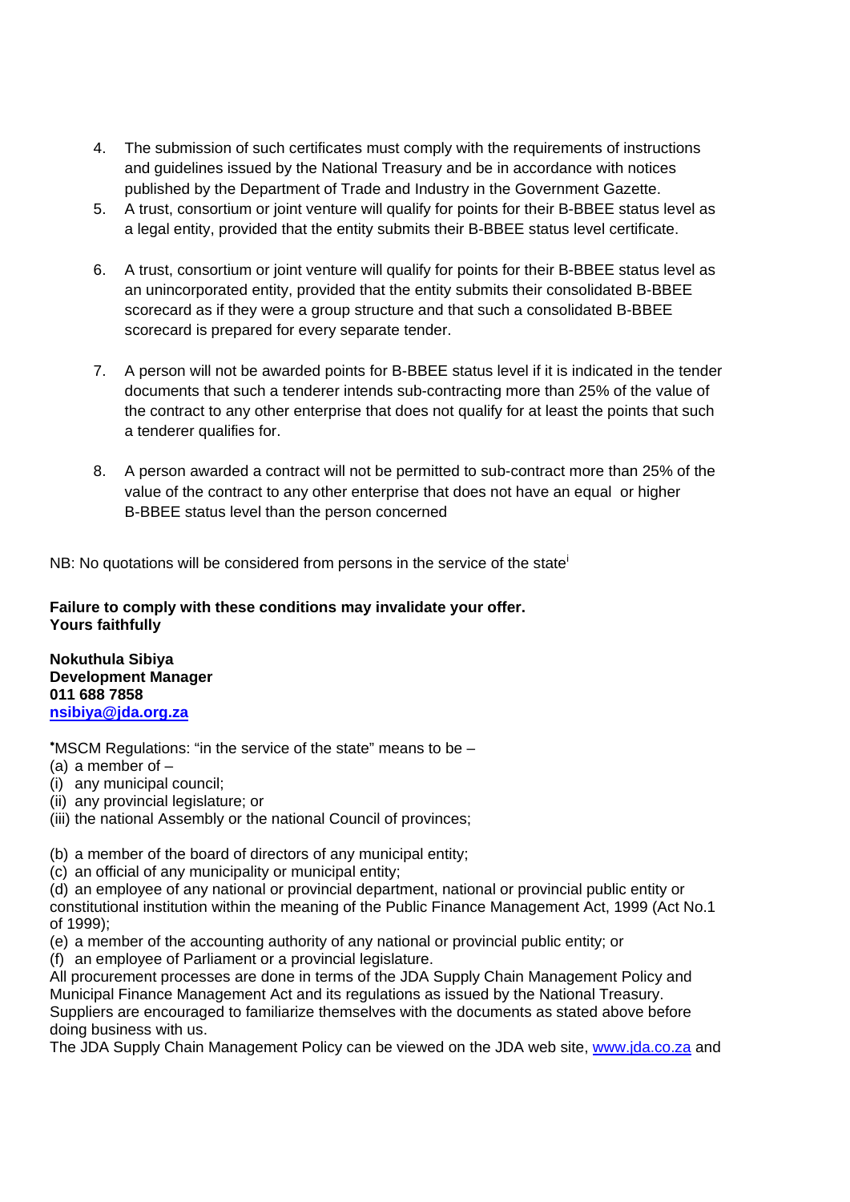4. The submission of such certificates must comply with the requirements of instructions and guidelines issued by the National Treasury and be in accordance with notices published by the Department of Trade and Industry in the Government Gazette.
5. A trust, consortium or joint venture will qualify for points for their B-BBEE status level as a legal entity, provided that the entity submits their B-BBEE status level certificate.
6. A trust, consortium or joint venture will qualify for points for their B-BBEE status level as an unincorporated entity, provided that the entity submits their consolidated B-BBEE scorecard as if they were a group structure and that such a consolidated B-BBEE scorecard is prepared for every separate tender.
7. A person will not be awarded points for B-BBEE status level if it is indicated in the tender documents that such a tenderer intends sub-contracting more than 25% of the value of the contract to any other enterprise that does not qualify for at least the points that such a tenderer qualifies for.
8. A person awarded a contract will not be permitted to sub-contract more than 25% of the value of the contract to any other enterprise that does not have an equal or higher B-BBEE status level than the person concerned

NB: No quotations will be considered from persons in the service of the state[i]

**Failure to comply with these conditions may invalidate your offer.**
**Yours faithfully**

**Nokuthula Sibiya**
**Development Manager**
**011 688 7858**
**nsibiya@jda.org.za**

*MSCM Regulations: "in the service of the state" means to be –
(a) a member of –
(i) any municipal council;
(ii) any provincial legislature; or
(iii) the national Assembly or the national Council of provinces;

(b) a member of the board of directors of any municipal entity;
(c) an official of any municipality or municipal entity;
(d) an employee of any national or provincial department, national or provincial public entity or constitutional institution within the meaning of the Public Finance Management Act, 1999 (Act No.1 of 1999);
(e) a member of the accounting authority of any national or provincial public entity; or
(f) an employee of Parliament or a provincial legislature.
All procurement processes are done in terms of the JDA Supply Chain Management Policy and Municipal Finance Management Act and its regulations as issued by the National Treasury. Suppliers are encouraged to familiarize themselves with the documents as stated above before doing business with us.
The JDA Supply Chain Management Policy can be viewed on the JDA web site, www.jda.co.za and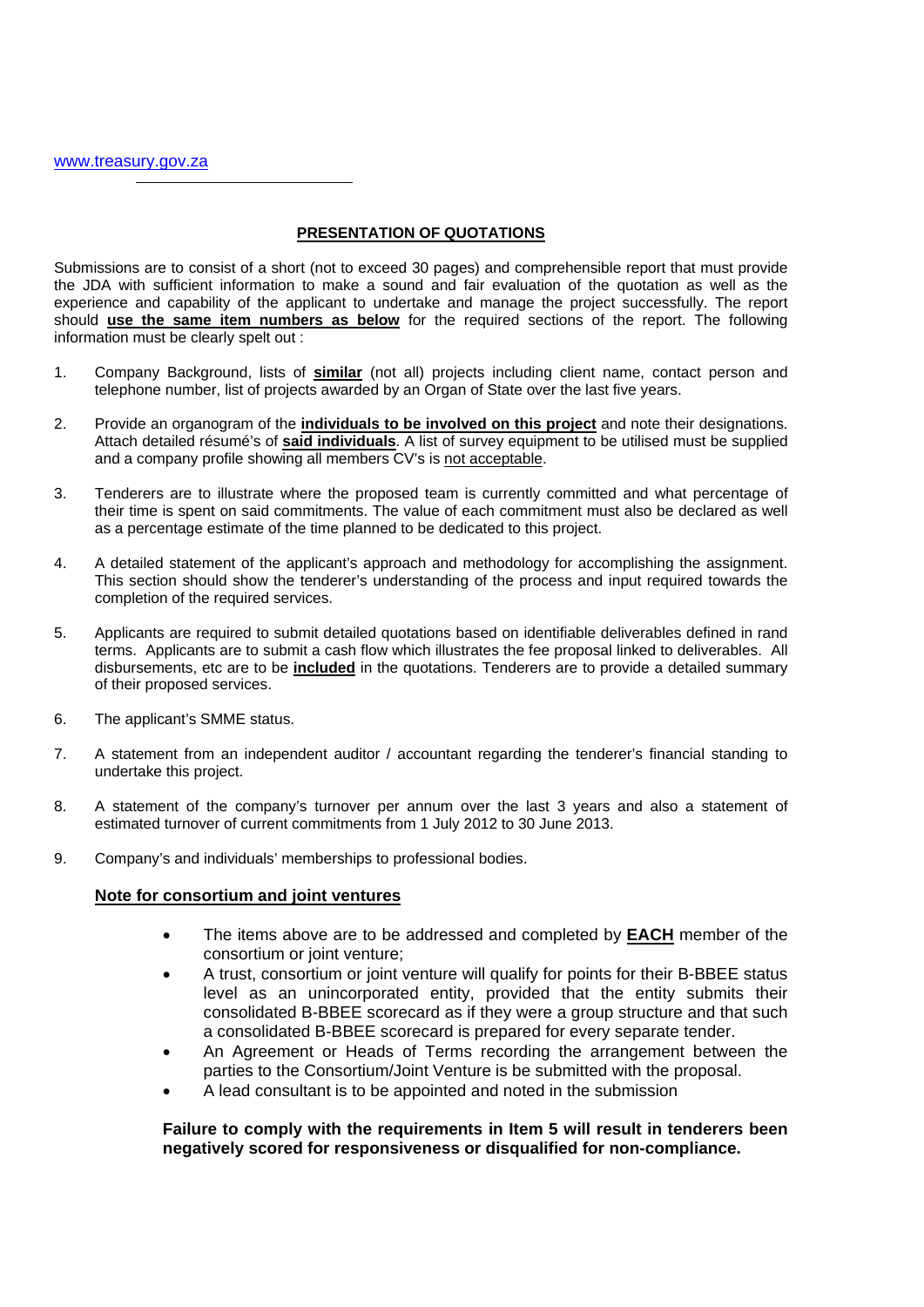www.treasury.gov.za

## PRESENTATION OF QUOTATIONS

Submissions are to consist of a short (not to exceed 30 pages) and comprehensible report that must provide the JDA with sufficient information to make a sound and fair evaluation of the quotation as well as the experience and capability of the applicant to undertake and manage the project successfully. The report should **use the same item numbers as below** for the required sections of the report. The following information must be clearly spelt out :

1. Company Background, lists of **similar** (not all) projects including client name, contact person and telephone number, list of projects awarded by an Organ of State over the last five years.

2. Provide an organogram of the **individuals to be involved on this project** and note their designations. Attach detailed résumé's of **said individuals**. A list of survey equipment to be utilised must be supplied and a company profile showing all members CV's is not acceptable.

3. Tenderers are to illustrate where the proposed team is currently committed and what percentage of their time is spent on said commitments. The value of each commitment must also be declared as well as a percentage estimate of the time planned to be dedicated to this project.

4. A detailed statement of the applicant's approach and methodology for accomplishing the assignment. This section should show the tenderer's understanding of the process and input required towards the completion of the required services.

5. Applicants are required to submit detailed quotations based on identifiable deliverables defined in rand terms. Applicants are to submit a cash flow which illustrates the fee proposal linked to deliverables. All disbursements, etc are to be **included** in the quotations. Tenderers are to provide a detailed summary of their proposed services.

6. The applicant's SMME status.

7. A statement from an independent auditor / accountant regarding the tenderer's financial standing to undertake this project.

8. A statement of the company's turnover per annum over the last 3 years and also a statement of estimated turnover of current commitments from 1 July 2012 to 30 June 2013.

9. Company's and individuals' memberships to professional bodies.

**Note for consortium and joint ventures**

- The items above are to be addressed and completed by **EACH** member of the consortium or joint venture;
- A trust, consortium or joint venture will qualify for points for their B-BBEE status level as an unincorporated entity, provided that the entity submits their consolidated B-BBEE scorecard as if they were a group structure and that such a consolidated B-BBEE scorecard is prepared for every separate tender.
- An Agreement or Heads of Terms recording the arrangement between the parties to the Consortium/Joint Venture is be submitted with the proposal.
- A lead consultant is to be appointed and noted in the submission

**Failure to comply with the requirements in Item 5 will result in tenderers been negatively scored for responsiveness or disqualified for non-compliance.**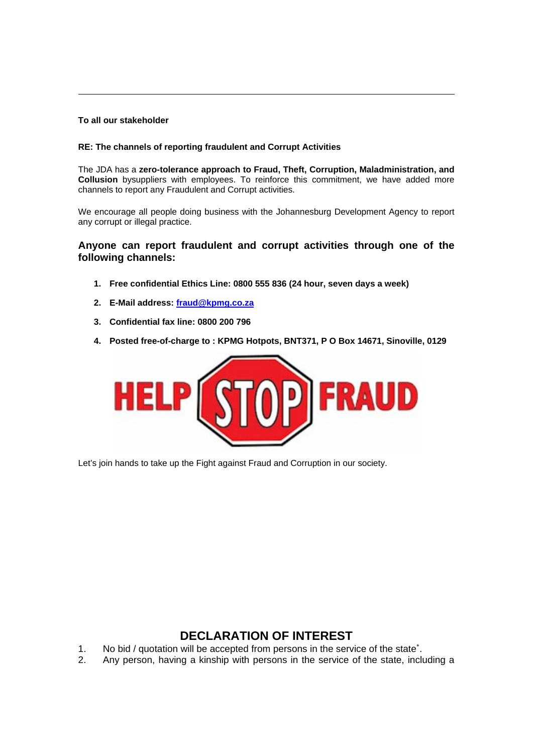**To all our stakeholder**

**RE: The channels of reporting fraudulent and Corrupt Activities**

The JDA has a **zero-tolerance approach to Fraud, Theft, Corruption, Maladministration, and Collusion** bysuppliers with employees. To reinforce this commitment, we have added more channels to report any Fraudulent and Corrupt activities.

We encourage all people doing business with the Johannesburg Development Agency to report any corrupt or illegal practice.

### Anyone can report fraudulent and corrupt activities through one of the following channels:

1. **Free confidential Ethics Line: 0800 555 836 (24 hour, seven days a week)**
2. **E-Mail address: fraud@kpmg.co.za**
3. **Confidential fax line: 0800 200 796**
4. **Posted free-of-charge to : KPMG Hotpots, BNT371, P O Box 14671, Sinoville, 0129**

HELP STOP FRAUD

Let's join hands to take up the Fight against Fraud and Corruption in our society.

## DECLARATION OF INTEREST

1. No bid / quotation will be accepted from persons in the service of the state*.
2. Any person, having a kinship with persons in the service of the state, including a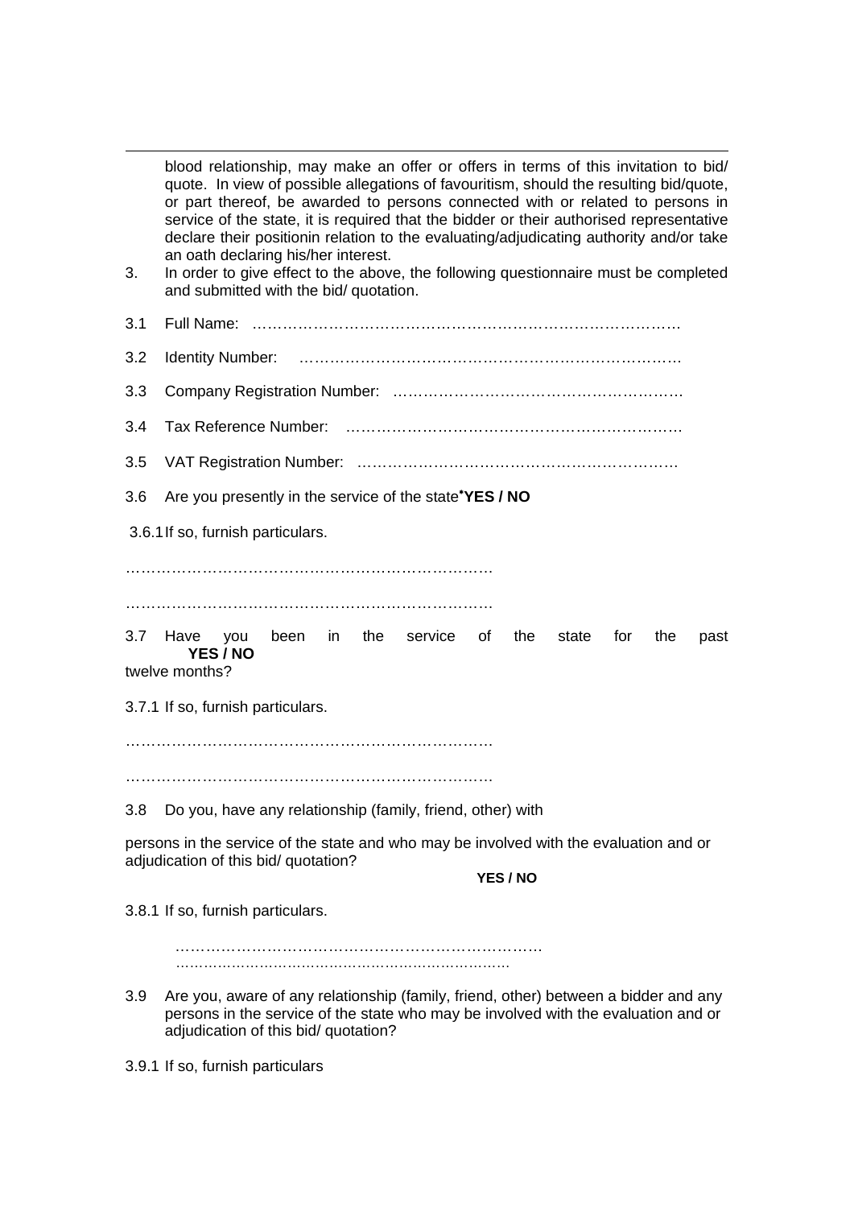blood relationship, may make an offer or offers in terms of this invitation to bid/ quote. In view of possible allegations of favouritism, should the resulting bid/quote, or part thereof, be awarded to persons connected with or related to persons in service of the state, it is required that the bidder or their authorised representative declare their positionin relation to the evaluating/adjudicating authority and/or take an oath declaring his/her interest.

3. In order to give effect to the above, the following questionnaire must be completed and submitted with the bid/ quotation.

3.1 Full Name: ……………………………………………………………………………

3.2 Identity Number: ……………………………………………………………………

3.3 Company Registration Number: …………………………………………………

3.4 Tax Reference Number: …………………………………………………………

3.5 VAT Registration Number: ………………………………………………………

3.6 Are you presently in the service of the state* **YES / NO**

3.6.1 If so, furnish particulars.

………………………………………………………………

………………………………………………………………

3.7 Have you been in the service of the state for the past twelve months? **YES / NO**

3.7.1 If so, furnish particulars.

………………………………………………………………

………………………………………………………………

3.8 Do you, have any relationship (family, friend, other) with persons in the service of the state and who may be involved with the evaluation and or adjudication of this bid/ quotation?

**YES / NO**

3.8.1 If so, furnish particulars.

………………………………………………………………
………………………………………………………………

3.9 Are you, aware of any relationship (family, friend, other) between a bidder and any persons in the service of the state who may be involved with the evaluation and or adjudication of this bid/ quotation?

3.9.1 If so, furnish particulars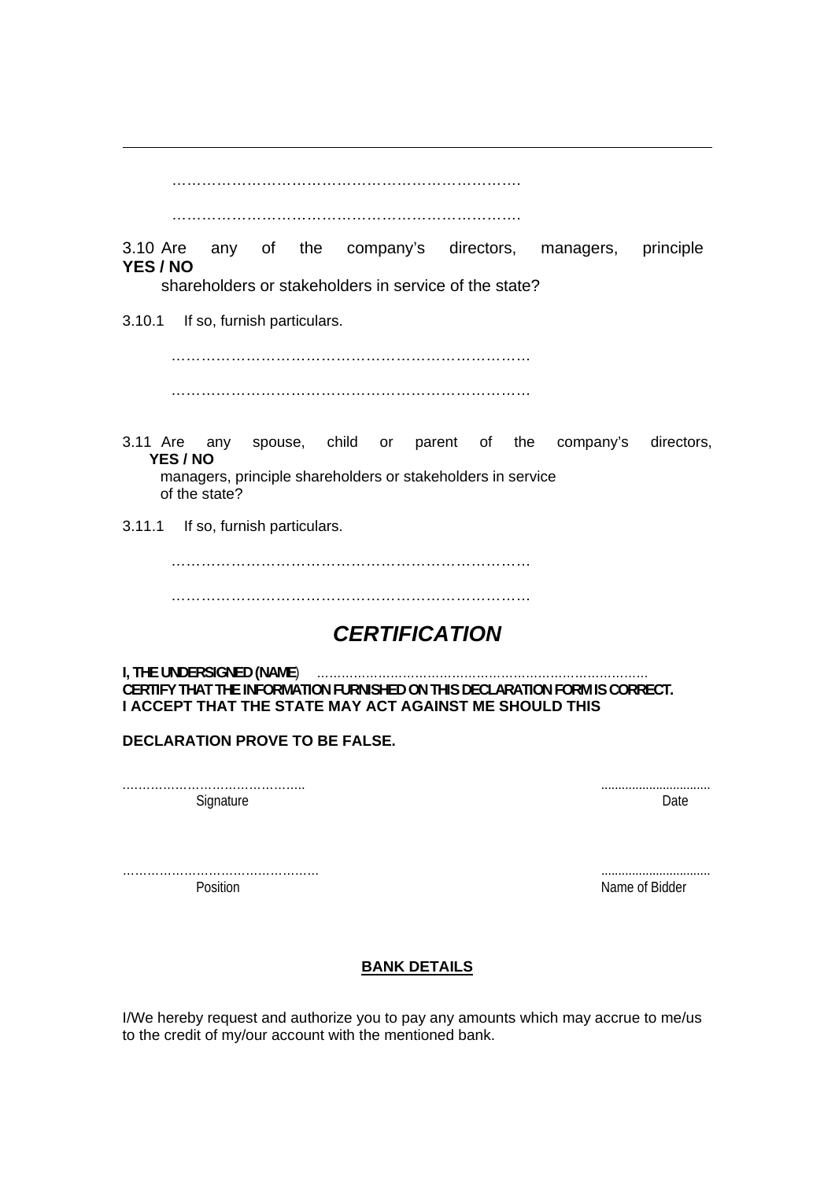---

………………………………………………………………

………………………………………………………………

3.10 Are any of the company's directors, managers, principle **YES / NO**
shareholders or stakeholders in service of the state?

3.10.1 If so, furnish particulars.

………………………………………………………………

………………………………………………………………

3.11 Are any spouse, child or parent of the company's directors, **YES / NO**
managers, principle shareholders or stakeholders in service of the state?

3.11.1 If so, furnish particulars.

………………………………………………………………

………………………………………………………………

## *CERTIFICATION*

**I, THE UNDERSIGNED (NAME**) ………………………………………………………………………
**CERTIFY THAT THE INFORMATION FURNISHED ON THIS DECLARATION FORM IS CORRECT.**
**I ACCEPT THAT THE STATE MAY ACT AGAINST ME SHOULD THIS**

**DECLARATION PROVE TO BE FALSE.**

……………………………………… ...............................
Signature Date

……………………………………… ...............................
Position Name of Bidder

**BANK DETAILS**

I/We hereby request and authorize you to pay any amounts which may accrue to me/us to the credit of my/our account with the mentioned bank.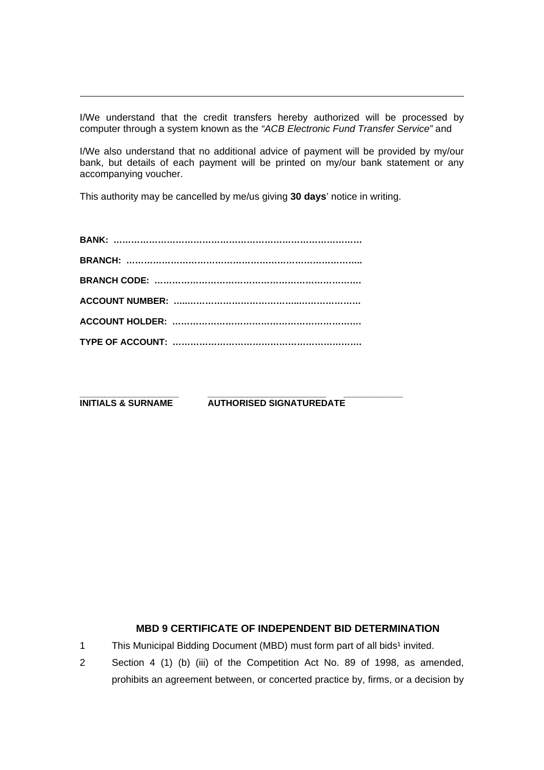I/We understand that the credit transfers hereby authorized will be processed by computer through a system known as the *"ACB Electronic Fund Transfer Service"* and

I/We also understand that no additional advice of payment will be provided by my/our bank, but details of each payment will be printed on my/our bank statement or any accompanying voucher.

This authority may be cancelled by me/us giving **30 days**' notice in writing.

**BANK: ……………………………………………………………………………**

**BRANCH: ………………………………………………………………………..**

**BRANCH CODE: ………………………………………………………………**

**ACCOUNT NUMBER: ….……………………………….…………………**

**ACCOUNT HOLDER: ………………………………………………………**

**TYPE OF ACCOUNT: ……………………………………………………….**

| ____________________ | ________________________ | ____________ |
|---|---|---|
| **INITIALS & SURNAME** | **AUTHORISED SIGNATURE** | **DATE** |

## MBD 9 CERTIFICATE OF INDEPENDENT BID DETERMINATION

1. This Municipal Bidding Document (MBD) must form part of all bids[1] invited.
2. Section 4 (1) (b) (iii) of the Competition Act No. 89 of 1998, as amended, prohibits an agreement between, or concerted practice by, firms, or a decision by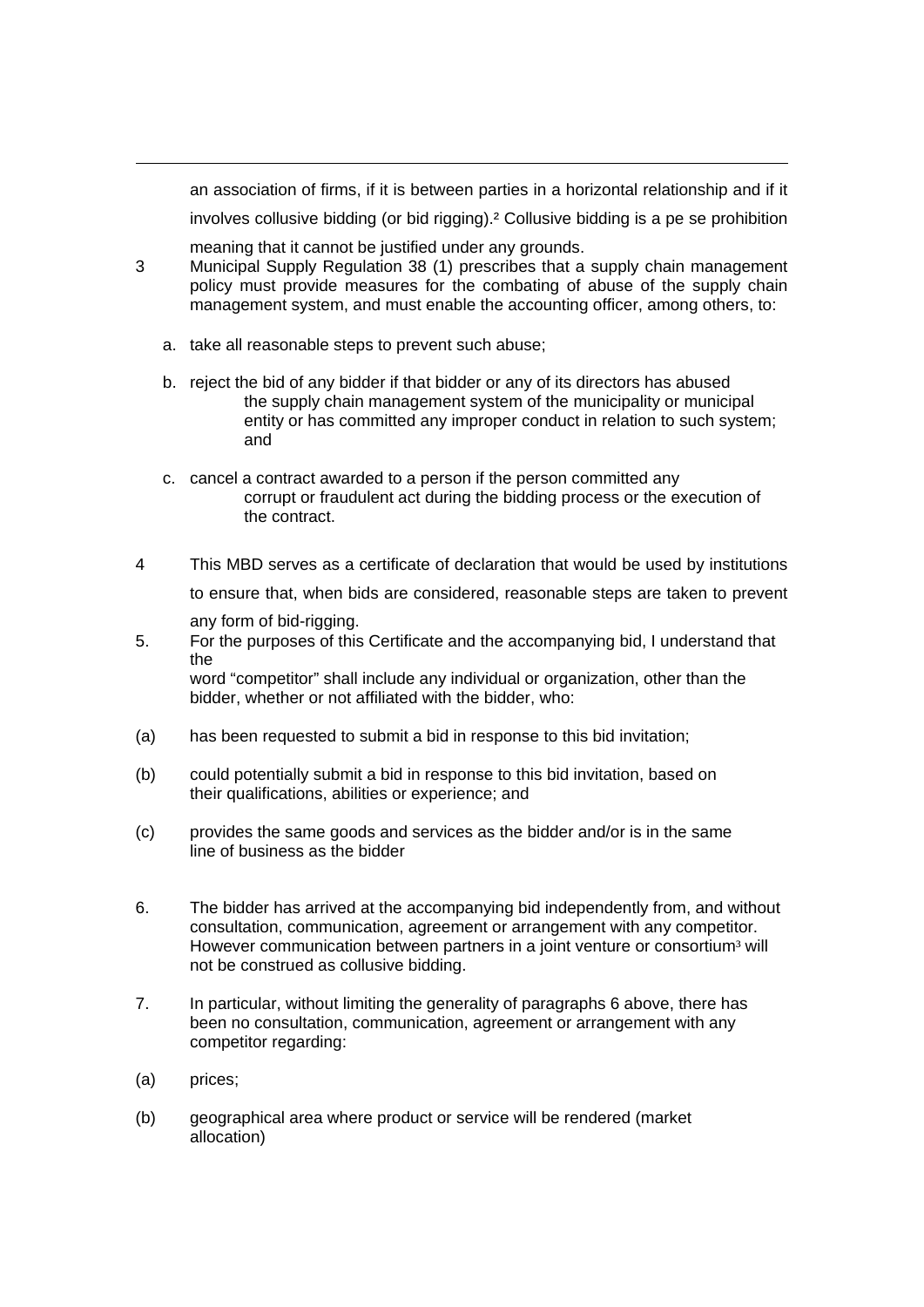an association of firms, if it is between parties in a horizontal relationship and if it involves collusive bidding (or bid rigging).[2] Collusive bidding is a pe se prohibition meaning that it cannot be justified under any grounds.

3 Municipal Supply Regulation 38 (1) prescribes that a supply chain management policy must provide measures for the combating of abuse of the supply chain management system, and must enable the accounting officer, among others, to:

a. take all reasonable steps to prevent such abuse;

b. reject the bid of any bidder if that bidder or any of its directors has abused the supply chain management system of the municipality or municipal entity or has committed any improper conduct in relation to such system; and

c. cancel a contract awarded to a person if the person committed any corrupt or fraudulent act during the bidding process or the execution of the contract.

4 This MBD serves as a certificate of declaration that would be used by institutions to ensure that, when bids are considered, reasonable steps are taken to prevent any form of bid-rigging.

5. For the purposes of this Certificate and the accompanying bid, I understand that the word "competitor" shall include any individual or organization, other than the bidder, whether or not affiliated with the bidder, who:

(a) has been requested to submit a bid in response to this bid invitation;

(b) could potentially submit a bid in response to this bid invitation, based on their qualifications, abilities or experience; and

(c) provides the same goods and services as the bidder and/or is in the same line of business as the bidder

6. The bidder has arrived at the accompanying bid independently from, and without consultation, communication, agreement or arrangement with any competitor. However communication between partners in a joint venture or consortium[3] will not be construed as collusive bidding.

7. In particular, without limiting the generality of paragraphs 6 above, there has been no consultation, communication, agreement or arrangement with any competitor regarding:

(a) prices;

(b) geographical area where product or service will be rendered (market allocation)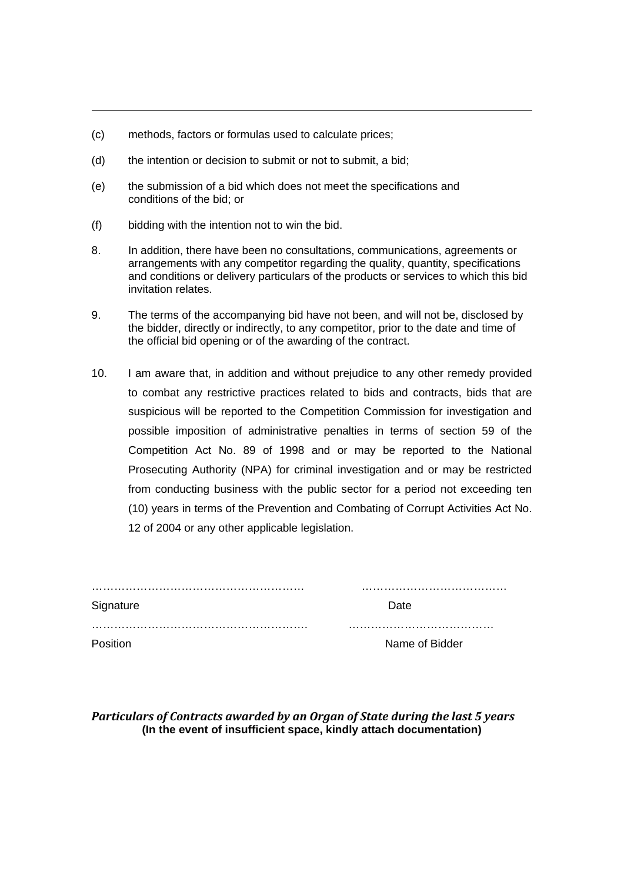(c) methods, factors or formulas used to calculate prices;

(d) the intention or decision to submit or not to submit, a bid;

(e) the submission of a bid which does not meet the specifications and conditions of the bid; or

(f) bidding with the intention not to win the bid.

8. In addition, there have been no consultations, communications, agreements or arrangements with any competitor regarding the quality, quantity, specifications and conditions or delivery particulars of the products or services to which this bid invitation relates.

9. The terms of the accompanying bid have not been, and will not be, disclosed by the bidder, directly or indirectly, to any competitor, prior to the date and time of the official bid opening or of the awarding of the contract.

10. I am aware that, in addition and without prejudice to any other remedy provided to combat any restrictive practices related to bids and contracts, bids that are suspicious will be reported to the Competition Commission for investigation and possible imposition of administrative penalties in terms of section 59 of the Competition Act No. 89 of 1998 and or may be reported to the National Prosecuting Authority (NPA) for criminal investigation and or may be restricted from conducting business with the public sector for a period not exceeding ten (10) years in terms of the Prevention and Combating of Corrupt Activities Act No. 12 of 2004 or any other applicable legislation.

………………………………………………… ………………………………….

Signature Date

…………………………………………………. ………………………………….

Position Name of Bidder

***Particulars of Contracts awarded by an Organ of State during the last 5 years***

**(In the event of insufficient space, kindly attach documentation)**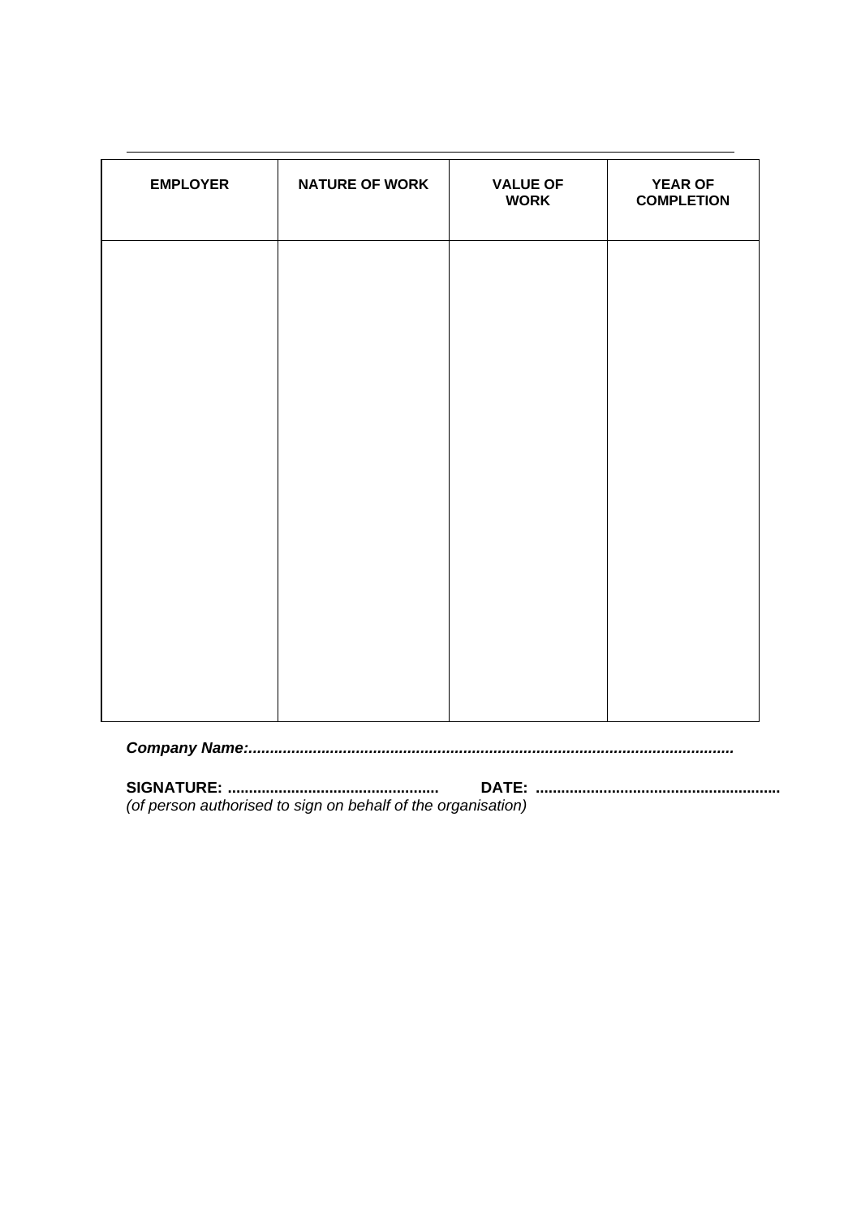| EMPLOYER | NATURE OF WORK | VALUE OF WORK | YEAR OF COMPLETION |
| --- | --- | --- | --- |
| | | | |

***Company Name:................................................................................................................***

**SIGNATURE: .................................................. DATE: .........................................................**
*(of person authorised to sign on behalf of the organisation)*